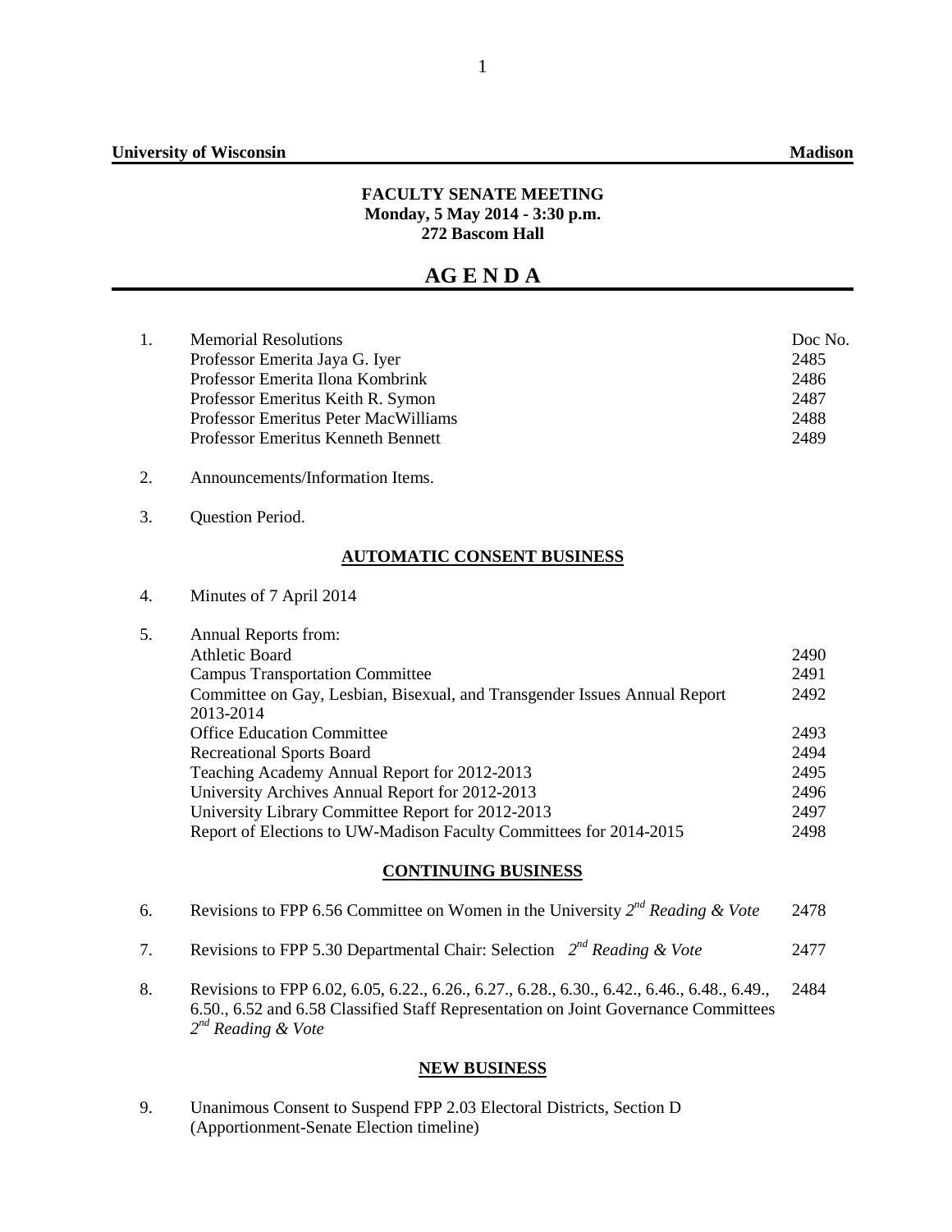**University of Wisconsin** **Madison**

**FACULTY SENATE MEETING**
**Monday, 5 May 2014 - 3:30 p.m.**
**272 Bascom Hall**

# AG E N D A

| | | Doc No. |
|---|---|---|
| 1. | Memorial Resolutions | |
| | Professor Emerita Jaya G. Iyer | 2485 |
| | Professor Emerita Ilona Kombrink | 2486 |
| | Professor Emeritus Keith R. Symon | 2487 |
| | Professor Emeritus Peter MacWilliams | 2488 |
| | Professor Emeritus Kenneth Bennett | 2489 |
| 2. | Announcements/Information Items. | |
| 3. | Question Period. | |

## AUTOMATIC CONSENT BUSINESS

| | | |
|---|---|---|
| 4. | Minutes of 7 April 2014 | |
| 5. | Annual Reports from: | |
| | Athletic Board | 2490 |
| | Campus Transportation Committee | 2491 |
| | Committee on Gay, Lesbian, Bisexual, and Transgender Issues Annual Report 2013-2014 | 2492 |
| | Office Education Committee | 2493 |
| | Recreational Sports Board | 2494 |
| | Teaching Academy Annual Report for 2012-2013 | 2495 |
| | University Archives Annual Report for 2012-2013 | 2496 |
| | University Library Committee Report for 2012-2013 | 2497 |
| | Report of Elections to UW-Madison Faculty Committees for 2014-2015 | 2498 |

## CONTINUING BUSINESS

| | | |
|---|---|---|
| 6. | Revisions to FPP 6.56 Committee on Women in the University *2nd Reading & Vote* | 2478 |
| 7. | Revisions to FPP 5.30 Departmental Chair: Selection *2nd Reading & Vote* | 2477 |
| 8. | Revisions to FPP 6.02, 6.05, 6.22., 6.26., 6.27., 6.28., 6.30., 6.42., 6.46., 6.48., 6.49., 6.50., 6.52 and 6.58 Classified Staff Representation on Joint Governance Committees *2nd Reading & Vote* | 2484 |

## NEW BUSINESS

9. Unanimous Consent to Suspend FPP 2.03 Electoral Districts, Section D (Apportionment-Senate Election timeline)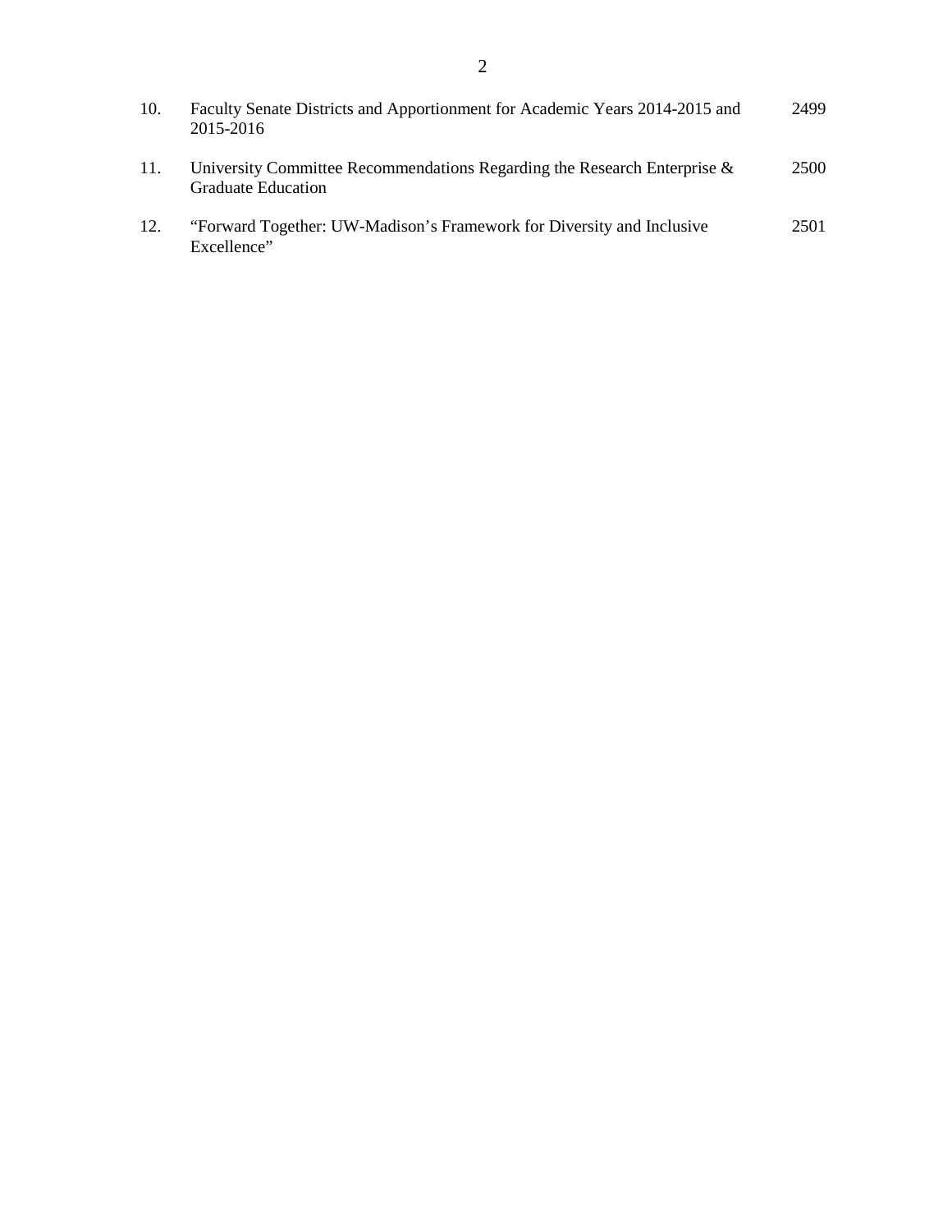| | | |
|---|---|---|
| 10. | Faculty Senate Districts and Apportionment for Academic Years 2014-2015 and 2015-2016 | 2499 |
| 11. | University Committee Recommendations Regarding the Research Enterprise & Graduate Education | 2500 |
| 12. | "Forward Together: UW-Madison's Framework for Diversity and Inclusive Excellence" | 2501 |